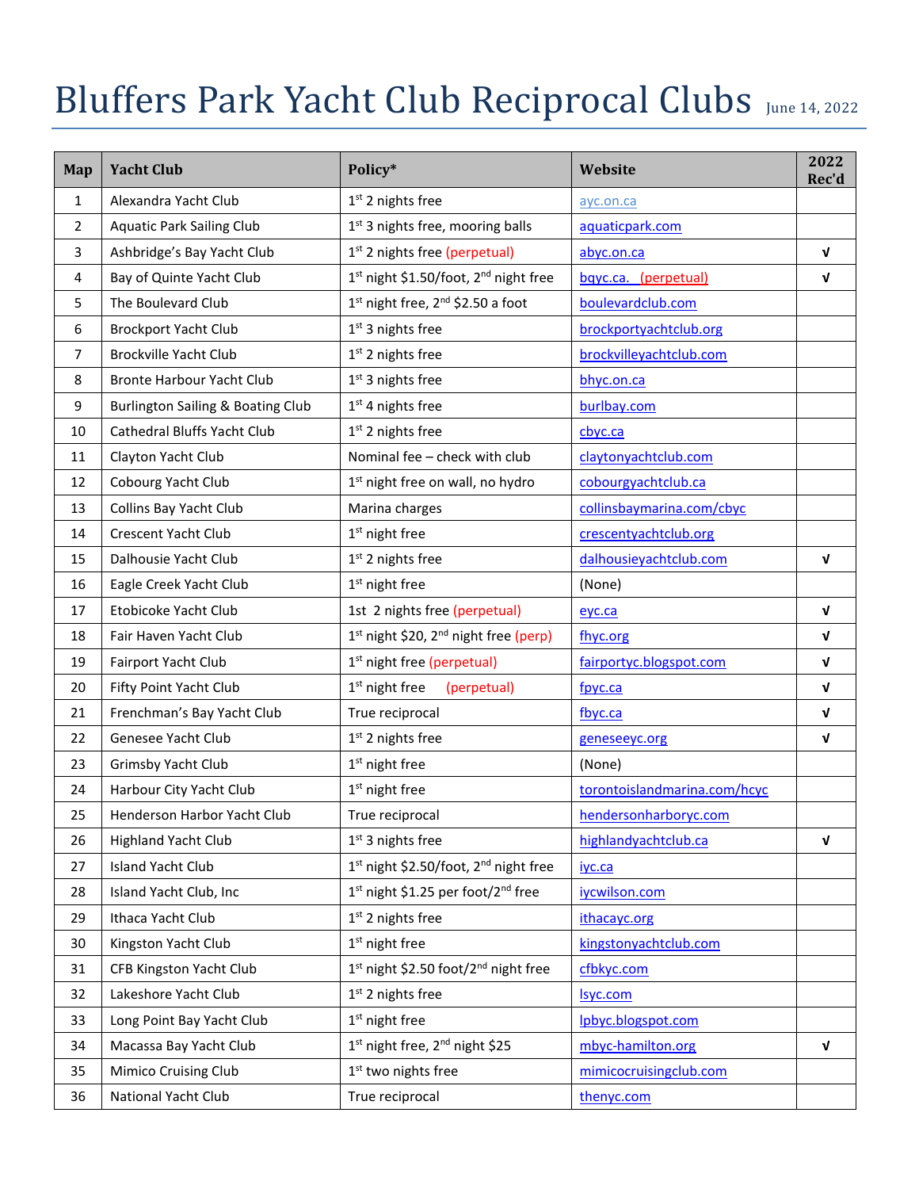# Bluffers Park Yacht Club Reciprocal Clubs

June 14, 2022

| Map | Yacht Club | Policy* | Website | 2022 Rec'd |
|---|---|---|---|---|
| 1 | Alexandra Yacht Club | 1st 2 nights free | ayc.on.ca | |
| 2 | Aquatic Park Sailing Club | 1st 3 nights free, mooring balls | aquaticpark.com | |
| 3 | Ashbridge's Bay Yacht Club | 1st 2 nights free (perpetual) | abyc.on.ca | √ |
| 4 | Bay of Quinte Yacht Club | 1st night $1.50/foot, 2nd night free | bqyc.ca. (perpetual) | √ |
| 5 | The Boulevard Club | 1st night free, 2nd $2.50 a foot | boulevardclub.com | |
| 6 | Brockport Yacht Club | 1st 3 nights free | brockportyachtclub.org | |
| 7 | Brockville Yacht Club | 1st 2 nights free | brockvilleyachtclub.com | |
| 8 | Bronte Harbour Yacht Club | 1st 3 nights free | bhyc.on.ca | |
| 9 | Burlington Sailing & Boating Club | 1st 4 nights free | burlbay.com | |
| 10 | Cathedral Bluffs Yacht Club | 1st 2 nights free | cbyc.ca | |
| 11 | Clayton Yacht Club | Nominal fee – check with club | claytonyachtclub.com | |
| 12 | Cobourg Yacht Club | 1st night free on wall, no hydro | cobourgyachtclub.ca | |
| 13 | Collins Bay Yacht Club | Marina charges | collinsbaymarina.com/cbyc | |
| 14 | Crescent Yacht Club | 1st night free | crescentyachtclub.org | |
| 15 | Dalhousie Yacht Club | 1st 2 nights free | dalhousieyachtclub.com | √ |
| 16 | Eagle Creek Yacht Club | 1st night free | (None) | |
| 17 | Etobicoke Yacht Club | 1st 2 nights free (perpetual) | eyc.ca | √ |
| 18 | Fair Haven Yacht Club | 1st night $20, 2nd night free (perp) | fhyc.org | √ |
| 19 | Fairport Yacht Club | 1st night free (perpetual) | fairportyc.blogspot.com | √ |
| 20 | Fifty Point Yacht Club | 1st night free (perpetual) | fpyc.ca | √ |
| 21 | Frenchman's Bay Yacht Club | True reciprocal | fbyc.ca | √ |
| 22 | Genesee Yacht Club | 1st 2 nights free | geneseeyc.org | √ |
| 23 | Grimsby Yacht Club | 1st night free | (None) | |
| 24 | Harbour City Yacht Club | 1st night free | torontoislandmarina.com/hcyc | |
| 25 | Henderson Harbor Yacht Club | True reciprocal | hendersonharboryc.com | |
| 26 | Highland Yacht Club | 1st 3 nights free | highlandyachtclub.ca | √ |
| 27 | Island Yacht Club | 1st night $2.50/foot, 2nd night free | iyc.ca | |
| 28 | Island Yacht Club, Inc | 1st night $1.25 per foot/2nd free | iycwilson.com | |
| 29 | Ithaca Yacht Club | 1st 2 nights free | ithacayc.org | |
| 30 | Kingston Yacht Club | 1st night free | kingstonyachtclub.com | |
| 31 | CFB Kingston Yacht Club | 1st night $2.50 foot/2nd night free | cfbkyc.com | |
| 32 | Lakeshore Yacht Club | 1st 2 nights free | lsyc.com | |
| 33 | Long Point Bay Yacht Club | 1st night free | lpbyc.blogspot.com | |
| 34 | Macassa Bay Yacht Club | 1st night free, 2nd night $25 | mbyc-hamilton.org | √ |
| 35 | Mimico Cruising Club | 1st two nights free | mimicocruisingclub.com | |
| 36 | National Yacht Club | True reciprocal | thenyc.com | |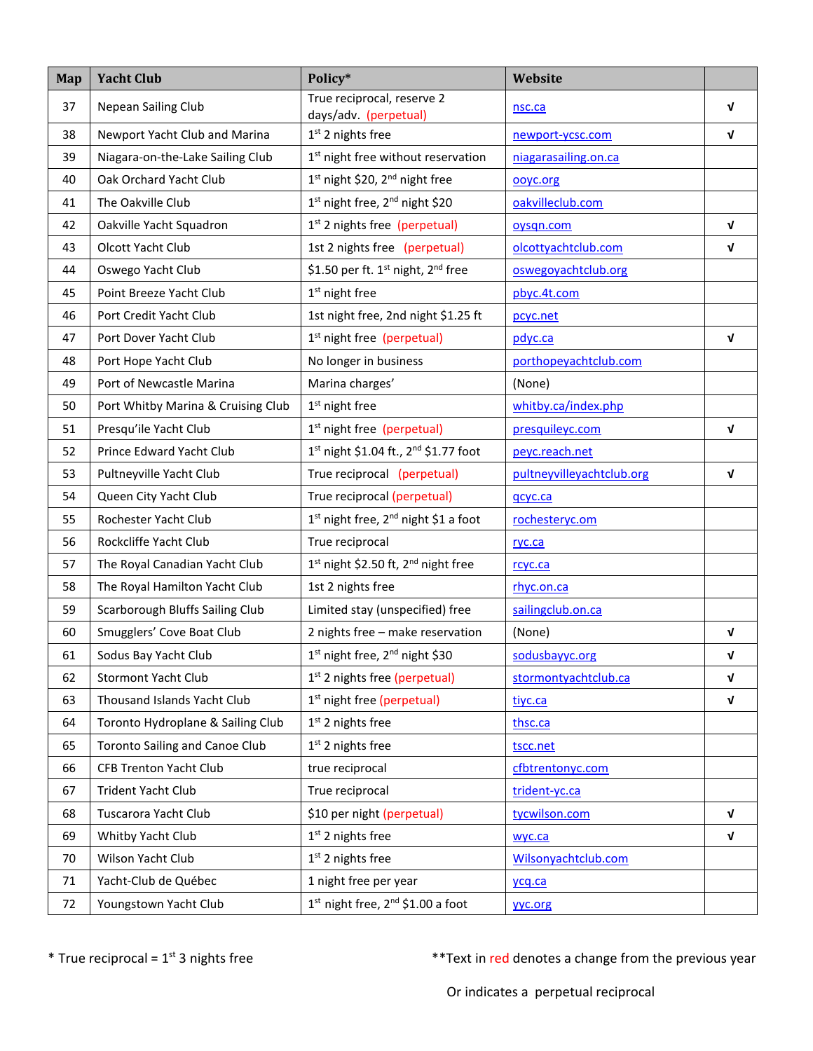| Map | Yacht Club | Policy* | Website | |
|---|---|---|---|---|
| 37 | Nepean Sailing Club | True reciprocal, reserve 2 days/adv. (perpetual) | nsc.ca | √ |
| 38 | Newport Yacht Club and Marina | 1st 2 nights free | newport-ycsc.com | √ |
| 39 | Niagara-on-the-Lake Sailing Club | 1st night free without reservation | niagarasailing.on.ca | |
| 40 | Oak Orchard Yacht Club | 1st night $20, 2nd night free | ooyc.org | |
| 41 | The Oakville Club | 1st night free, 2nd night $20 | oakvilleclub.com | |
| 42 | Oakville Yacht Squadron | 1st 2 nights free (perpetual) | oysqn.com | √ |
| 43 | Olcott Yacht Club | 1st 2 nights free (perpetual) | olcottyachtclub.com | √ |
| 44 | Oswego Yacht Club | $1.50 per ft. 1st night, 2nd free | oswegoyachtclub.org | |
| 45 | Point Breeze Yacht Club | 1st night free | pbyc.4t.com | |
| 46 | Port Credit Yacht Club | 1st night free, 2nd night $1.25 ft | pcyc.net | |
| 47 | Port Dover Yacht Club | 1st night free (perpetual) | pdyc.ca | √ |
| 48 | Port Hope Yacht Club | No longer in business | porthopeyachtclub.com | |
| 49 | Port of Newcastle Marina | Marina charges' | (None) | |
| 50 | Port Whitby Marina & Cruising Club | 1st night free | whitby.ca/index.php | |
| 51 | Presqu'ile Yacht Club | 1st night free (perpetual) | presquileyc.com | √ |
| 52 | Prince Edward Yacht Club | 1st night $1.04 ft., 2nd $1.77 foot | peyc.reach.net | |
| 53 | Pultneyville Yacht Club | True reciprocal (perpetual) | pultneyvilleyachtclub.org | √ |
| 54 | Queen City Yacht Club | True reciprocal (perpetual) | qcyc.ca | |
| 55 | Rochester Yacht Club | 1st night free, 2nd night $1 a foot | rochesteryc.com | |
| 56 | Rockcliffe Yacht Club | True reciprocal | ryc.ca | |
| 57 | The Royal Canadian Yacht Club | 1st night $2.50 ft, 2nd night free | rcyc.ca | |
| 58 | The Royal Hamilton Yacht Club | 1st 2 nights free | rhyc.on.ca | |
| 59 | Scarborough Bluffs Sailing Club | Limited stay (unspecified) free | sailingclub.on.ca | |
| 60 | Smugglers' Cove Boat Club | 2 nights free – make reservation | (None) | √ |
| 61 | Sodus Bay Yacht Club | 1st night free, 2nd night $30 | sodusbayyc.org | √ |
| 62 | Stormont Yacht Club | 1st 2 nights free (perpetual) | stormontyachtclub.ca | √ |
| 63 | Thousand Islands Yacht Club | 1st night free (perpetual) | tiyc.ca | √ |
| 64 | Toronto Hydroplane & Sailing Club | 1st 2 nights free | thsc.ca | |
| 65 | Toronto Sailing and Canoe Club | 1st 2 nights free | tscc.net | |
| 66 | CFB Trenton Yacht Club | true reciprocal | cfbtrentonyc.com | |
| 67 | Trident Yacht Club | True reciprocal | trident-yc.ca | |
| 68 | Tuscarora Yacht Club | $10 per night (perpetual) | tycwilson.com | √ |
| 69 | Whitby Yacht Club | 1st 2 nights free | wyc.ca | √ |
| 70 | Wilson Yacht Club | 1st 2 nights free | Wilsonyachtclub.com | |
| 71 | Yacht-Club de Québec | 1 night free per year | ycq.ca | |
| 72 | Youngstown Yacht Club | 1st night free, 2nd $1.00 a foot | yyc.org | |

* True reciprocal = 1st 3 nights free

**Text in red denotes a change from the previous year

Or indicates a perpetual reciprocal